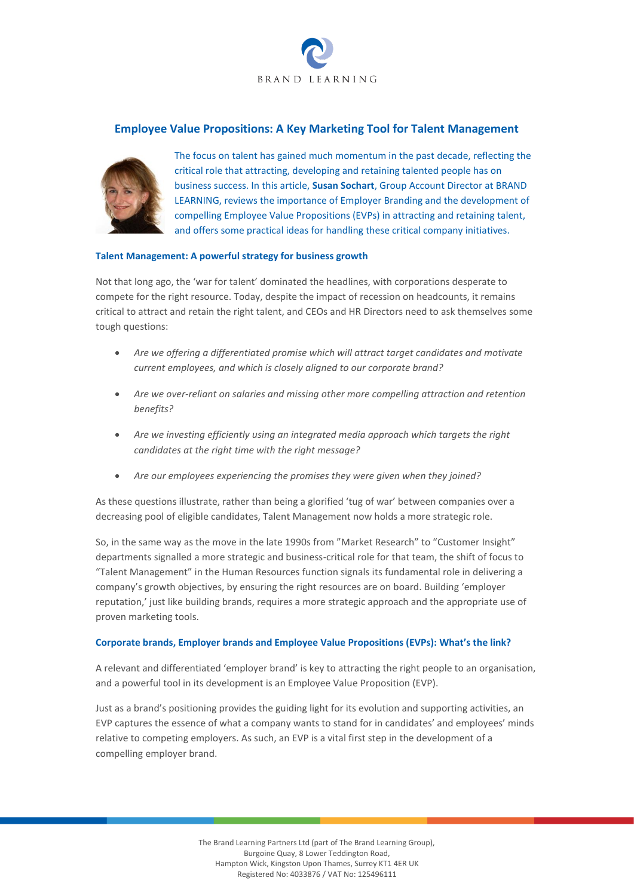BRAND LEARNING

# Employee Value Propositions: A Key Marketing Tool for Talent Management

The focus on talent has gained much momentum in the past decade, reflecting the critical role that attracting, developing and retaining talented people has on business success. In this article, **Susan Sochart**, Group Account Director at BRAND LEARNING, reviews the importance of Employer Branding and the development of compelling Employee Value Propositions (EVPs) in attracting and retaining talent, and offers some practical ideas for handling these critical company initiatives.

## Talent Management: A powerful strategy for business growth

Not that long ago, the 'war for talent' dominated the headlines, with corporations desperate to compete for the right resource. Today, despite the impact of recession on headcounts, it remains critical to attract and retain the right talent, and CEOs and HR Directors need to ask themselves some tough questions:

- *Are we offering a differentiated promise which will attract target candidates and motivate current employees, and which is closely aligned to our corporate brand?*
- *Are we over-reliant on salaries and missing other more compelling attraction and retention benefits?*
- *Are we investing efficiently using an integrated media approach which targets the right candidates at the right time with the right message?*
- *Are our employees experiencing the promises they were given when they joined?*

As these questions illustrate, rather than being a glorified 'tug of war' between companies over a decreasing pool of eligible candidates, Talent Management now holds a more strategic role.

So, in the same way as the move in the late 1990s from "Market Research" to "Customer Insight" departments signalled a more strategic and business-critical role for that team, the shift of focus to "Talent Management" in the Human Resources function signals its fundamental role in delivering a company's growth objectives, by ensuring the right resources are on board. Building 'employer reputation,' just like building brands, requires a more strategic approach and the appropriate use of proven marketing tools.

## Corporate brands, Employer brands and Employee Value Propositions (EVPs): What's the link?

A relevant and differentiated 'employer brand' is key to attracting the right people to an organisation, and a powerful tool in its development is an Employee Value Proposition (EVP).

Just as a brand's positioning provides the guiding light for its evolution and supporting activities, an EVP captures the essence of what a company wants to stand for in candidates' and employees' minds relative to competing employers. As such, an EVP is a vital first step in the development of a compelling employer brand.

The Brand Learning Partners Ltd (part of The Brand Learning Group),
Burgoine Quay, 8 Lower Teddington Road,
Hampton Wick, Kingston Upon Thames, Surrey KT1 4ER UK
Registered No: 4033876 / VAT No: 125496111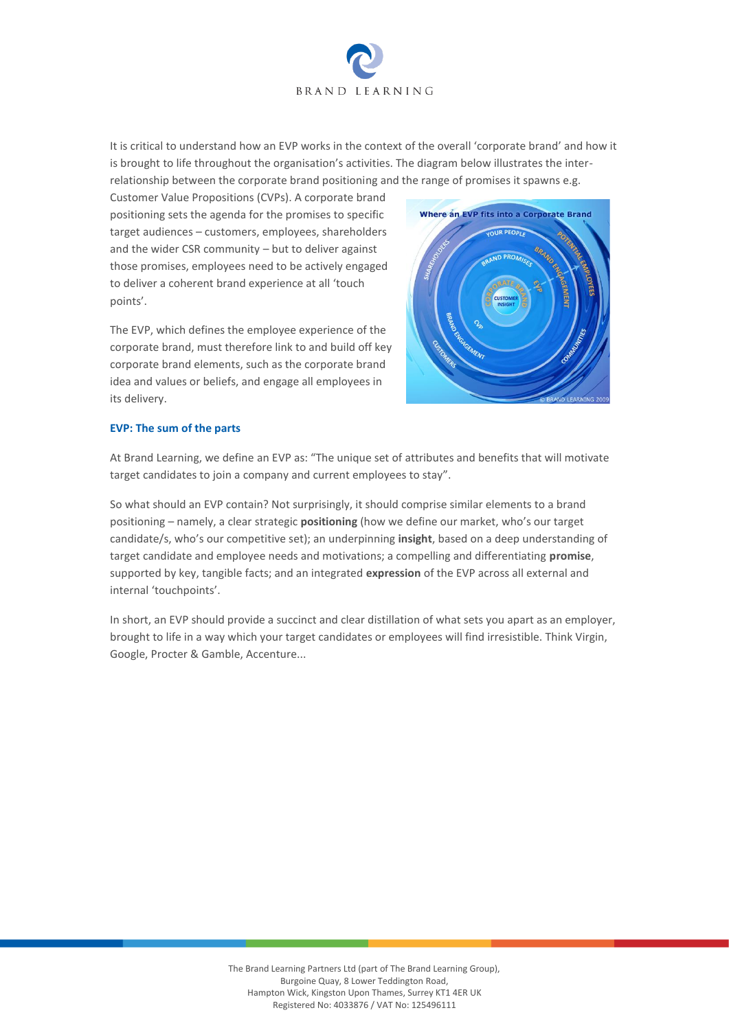It is critical to understand how an EVP works in the context of the overall 'corporate brand' and how it is brought to life throughout the organisation's activities. The diagram below illustrates the inter-relationship between the corporate brand positioning and the range of promises it spawns e.g. Customer Value Propositions (CVPs). A corporate brand positioning sets the agenda for the promises to specific target audiences – customers, employees, shareholders and the wider CSR community – but to deliver against those promises, employees need to be actively engaged to deliver a coherent brand experience at all 'touch points'.

The EVP, which defines the employee experience of the corporate brand, must therefore link to and build off key corporate brand elements, such as the corporate brand idea and values or beliefs, and engage all employees in its delivery.

### EVP: The sum of the parts

At Brand Learning, we define an EVP as: "The unique set of attributes and benefits that will motivate target candidates to join a company and current employees to stay".

So what should an EVP contain? Not surprisingly, it should comprise similar elements to a brand positioning – namely, a clear strategic **positioning** (how we define our market, who's our target candidate/s, who's our competitive set); an underpinning **insight**, based on a deep understanding of target candidate and employee needs and motivations; a compelling and differentiating **promise**, supported by key, tangible facts; and an integrated **expression** of the EVP across all external and internal 'touchpoints'.

In short, an EVP should provide a succinct and clear distillation of what sets you apart as an employer, brought to life in a way which your target candidates or employees will find irresistible. Think Virgin, Google, Procter & Gamble, Accenture...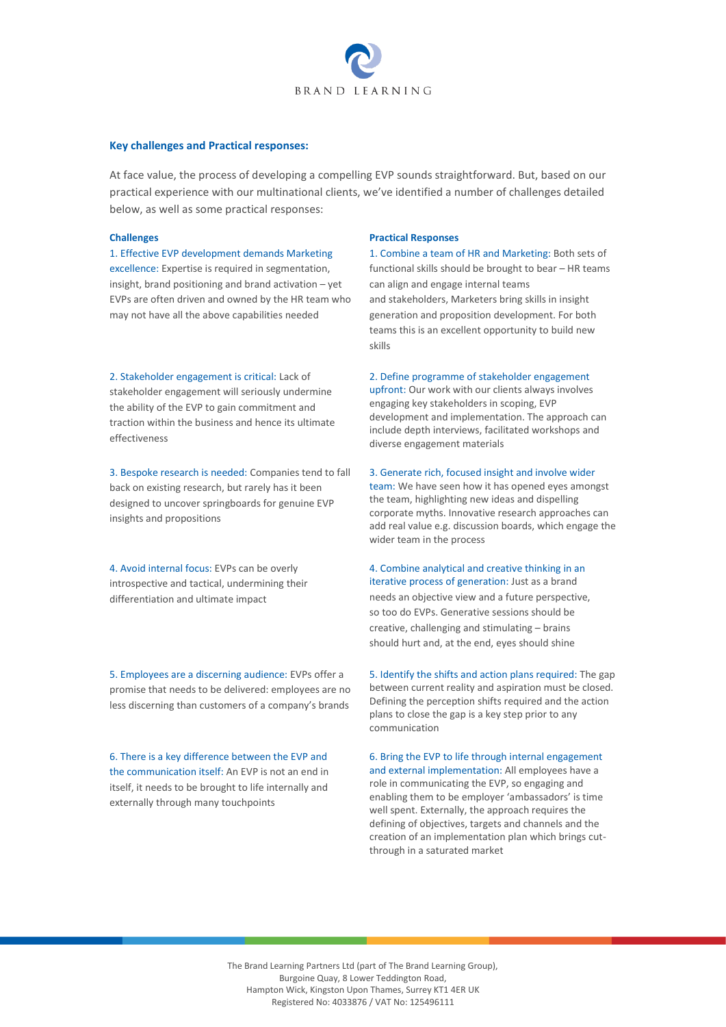## Key challenges and Practical responses:

At face value, the process of developing a compelling EVP sounds straightforward. But, based on our practical experience with our multinational clients, we've identified a number of challenges detailed below, as well as some practical responses:

| Challenges | Practical Responses |
| --- | --- |
| 1. Effective EVP development demands Marketing excellence: Expertise is required in segmentation, insight, brand positioning and brand activation – yet EVPs are often driven and owned by the HR team who may not have all the above capabilities needed | 1. Combine a team of HR and Marketing: Both sets of functional skills should be brought to bear – HR teams can align and engage internal teams and stakeholders, Marketers bring skills in insight generation and proposition development. For both teams this is an excellent opportunity to build new skills |
| 2. Stakeholder engagement is critical: Lack of stakeholder engagement will seriously undermine the ability of the EVP to gain commitment and traction within the business and hence its ultimate effectiveness | 2. Define programme of stakeholder engagement upfront: Our work with our clients always involves engaging key stakeholders in scoping, EVP development and implementation. The approach can include depth interviews, facilitated workshops and diverse engagement materials |
| 3. Bespoke research is needed: Companies tend to fall back on existing research, but rarely has it been designed to uncover springboards for genuine EVP insights and propositions | 3. Generate rich, focused insight and involve wider team: We have seen how it has opened eyes amongst the team, highlighting new ideas and dispelling corporate myths. Innovative research approaches can add real value e.g. discussion boards, which engage the wider team in the process |
| 4. Avoid internal focus: EVPs can be overly introspective and tactical, undermining their differentiation and ultimate impact | 4. Combine analytical and creative thinking in an iterative process of generation: Just as a brand needs an objective view and a future perspective, so too do EVPs. Generative sessions should be creative, challenging and stimulating – brains should hurt and, at the end, eyes should shine |
| 5. Employees are a discerning audience: EVPs offer a promise that needs to be delivered: employees are no less discerning than customers of a company's brands | 5. Identify the shifts and action plans required: The gap between current reality and aspiration must be closed. Defining the perception shifts required and the action plans to close the gap is a key step prior to any communication |
| 6. There is a key difference between the EVP and the communication itself: An EVP is not an end in itself, it needs to be brought to life internally and externally through many touchpoints | 6. Bring the EVP to life through internal engagement and external implementation: All employees have a role in communicating the EVP, so engaging and enabling them to be employer 'ambassadors' is time well spent. Externally, the approach requires the defining of objectives, targets and channels and the creation of an implementation plan which brings cut-through in a saturated market |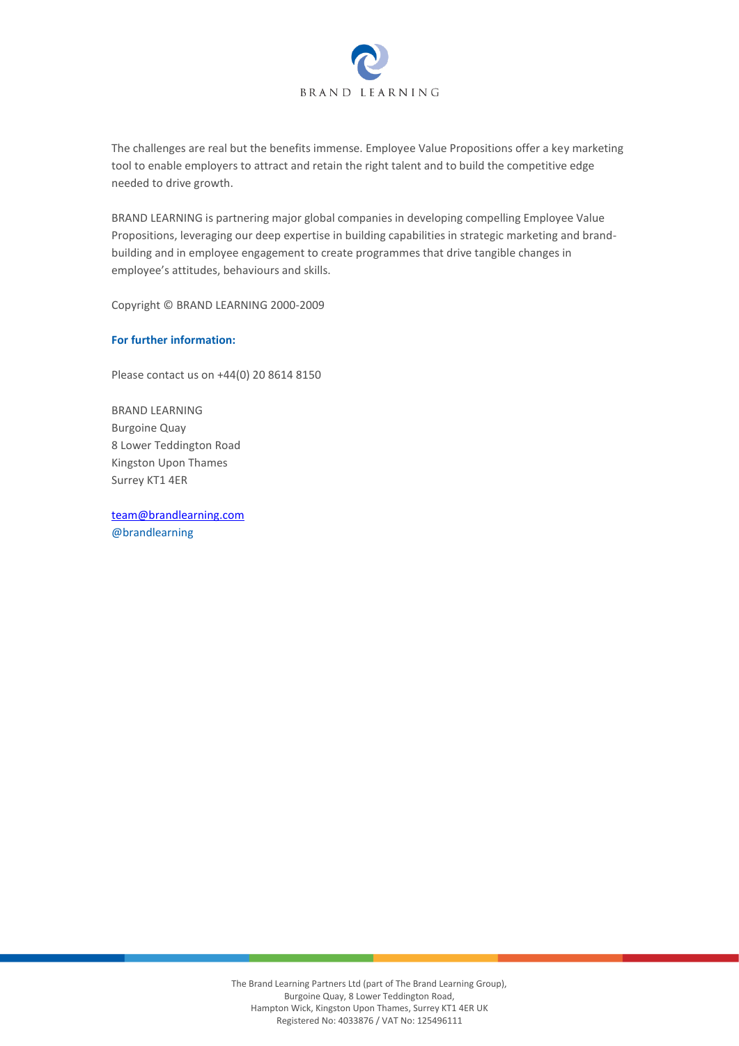The challenges are real but the benefits immense. Employee Value Propositions offer a key marketing tool to enable employers to attract and retain the right talent and to build the competitive edge needed to drive growth.

BRAND LEARNING is partnering major global companies in developing compelling Employee Value Propositions, leveraging our deep expertise in building capabilities in strategic marketing and brand-building and in employee engagement to create programmes that drive tangible changes in employee's attitudes, behaviours and skills.

Copyright © BRAND LEARNING 2000-2009

**For further information:**

Please contact us on +44(0) 20 8614 8150

BRAND LEARNING  
Burgoine Quay  
8 Lower Teddington Road  
Kingston Upon Thames  
Surrey KT1 4ER

team@brandlearning.com  
@brandlearning

The Brand Learning Partners Ltd (part of The Brand Learning Group),  
Burgoine Quay, 8 Lower Teddington Road,  
Hampton Wick, Kingston Upon Thames, Surrey KT1 4ER UK  
Registered No: 4033876 / VAT No: 125496111